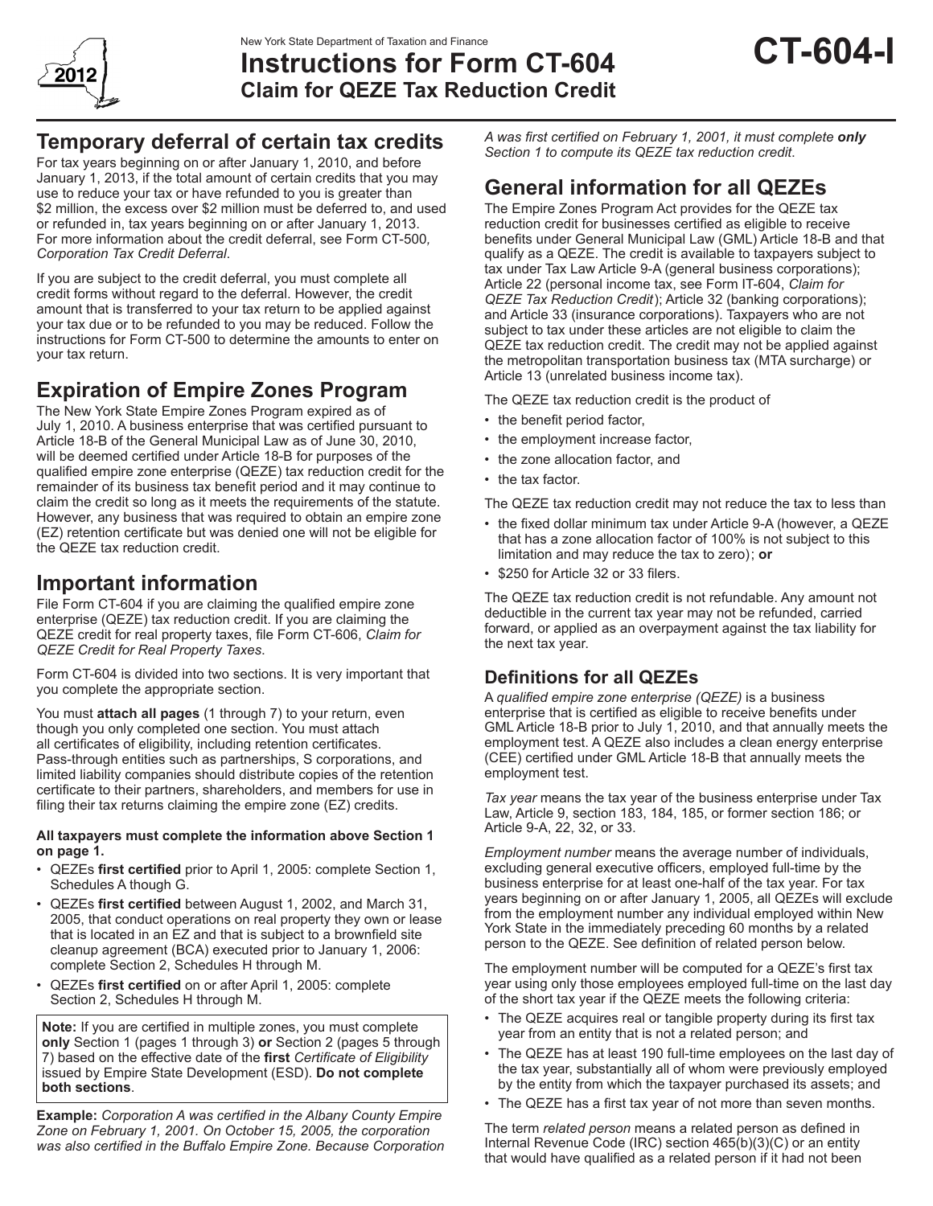New York State Department of Taxation and Finance

# Instructions for Form CT-604
## Claim for QEZE Tax Reduction Credit

**CT-604-I**

2012

## Temporary deferral of certain tax credits

For tax years beginning on or after January 1, 2010, and before January 1, 2013, if the total amount of certain credits that you may use to reduce your tax or have refunded to you is greater than $2 million, the excess over $2 million must be deferred to, and used or refunded in, tax years beginning on or after January 1, 2013. For more information about the credit deferral, see Form CT-500*, Corporation Tax Credit Deferral*.

If you are subject to the credit deferral, you must complete all credit forms without regard to the deferral. However, the credit amount that is transferred to your tax return to be applied against your tax due or to be refunded to you may be reduced. Follow the instructions for Form CT-500 to determine the amounts to enter on your tax return.

## Expiration of Empire Zones Program

The New York State Empire Zones Program expired as of July 1, 2010. A business enterprise that was certified pursuant to Article 18-B of the General Municipal Law as of June 30, 2010, will be deemed certified under Article 18-B for purposes of the qualified empire zone enterprise (QEZE) tax reduction credit for the remainder of its business tax benefit period and it may continue to claim the credit so long as it meets the requirements of the statute. However, any business that was required to obtain an empire zone (EZ) retention certificate but was denied one will not be eligible for the QEZE tax reduction credit.

## Important information

File Form CT-604 if you are claiming the qualified empire zone enterprise (QEZE) tax reduction credit. If you are claiming the QEZE credit for real property taxes, file Form CT-606, *Claim for QEZE Credit for Real Property Taxes*.

Form CT-604 is divided into two sections. It is very important that you complete the appropriate section.

You must **attach all pages** (1 through 7) to your return, even though you only completed one section. You must attach all certificates of eligibility, including retention certificates. Pass-through entities such as partnerships, S corporations, and limited liability companies should distribute copies of the retention certificate to their partners, shareholders, and members for use in filing their tax returns claiming the empire zone (EZ) credits.

**All taxpayers must complete the information above Section 1 on page 1.**

- QEZEs **first certified** prior to April 1, 2005: complete Section 1, Schedules A though G.
- QEZEs **first certified** between August 1, 2002, and March 31, 2005, that conduct operations on real property they own or lease that is located in an EZ and that is subject to a brownfield site cleanup agreement (BCA) executed prior to January 1, 2006: complete Section 2, Schedules H through M.
- QEZEs **first certified** on or after April 1, 2005: complete Section 2, Schedules H through M.

**Note:** If you are certified in multiple zones, you must complete **only** Section 1 (pages 1 through 3) **or** Section 2 (pages 5 through 7) based on the effective date of the **first** *Certificate of Eligibility* issued by Empire State Development (ESD). **Do not complete both sections**.

**Example:** *Corporation A was certified in the Albany County Empire Zone on February 1, 2001. On October 15, 2005, the corporation was also certified in the Buffalo Empire Zone. Because Corporation A was first certified on February 1, 2001, it must complete* ***only*** *Section 1 to compute its QEZE tax reduction credit*.

## General information for all QEZEs

The Empire Zones Program Act provides for the QEZE tax reduction credit for businesses certified as eligible to receive benefits under General Municipal Law (GML) Article 18-B and that qualify as a QEZE. The credit is available to taxpayers subject to tax under Tax Law Article 9-A (general business corporations); Article 22 (personal income tax, see Form IT-604, *Claim for QEZE Tax Reduction Credit*); Article 32 (banking corporations); and Article 33 (insurance corporations). Taxpayers who are not subject to tax under these articles are not eligible to claim the QEZE tax reduction credit. The credit may not be applied against the metropolitan transportation business tax (MTA surcharge) or Article 13 (unrelated business income tax).

The QEZE tax reduction credit is the product of

- the benefit period factor,
- the employment increase factor,
- the zone allocation factor, and
- the tax factor.

The QEZE tax reduction credit may not reduce the tax to less than

- the fixed dollar minimum tax under Article 9-A (however, a QEZE that has a zone allocation factor of 100% is not subject to this limitation and may reduce the tax to zero); **or**
- $250 for Article 32 or 33 filers.

The QEZE tax reduction credit is not refundable. Any amount not deductible in the current tax year may not be refunded, carried forward, or applied as an overpayment against the tax liability for the next tax year.

### Definitions for all QEZEs

A *qualified empire zone enterprise (QEZE)* is a business enterprise that is certified as eligible to receive benefits under GML Article 18-B prior to July 1, 2010, and that annually meets the employment test. A QEZE also includes a clean energy enterprise (CEE) certified under GML Article 18-B that annually meets the employment test.

*Tax year* means the tax year of the business enterprise under Tax Law, Article 9, section 183, 184, 185, or former section 186; or Article 9-A, 22, 32, or 33.

*Employment number* means the average number of individuals, excluding general executive officers, employed full-time by the business enterprise for at least one-half of the tax year. For tax years beginning on or after January 1, 2005, all QEZEs will exclude from the employment number any individual employed within New York State in the immediately preceding 60 months by a related person to the QEZE. See definition of related person below.

The employment number will be computed for a QEZE's first tax year using only those employees employed full-time on the last day of the short tax year if the QEZE meets the following criteria:

- The QEZE acquires real or tangible property during its first tax year from an entity that is not a related person; and
- The QEZE has at least 190 full-time employees on the last day of the tax year, substantially all of whom were previously employed by the entity from which the taxpayer purchased its assets; and
- The QEZE has a first tax year of not more than seven months.

The term *related person* means a related person as defined in Internal Revenue Code (IRC) section 465(b)(3)(C) or an entity that would have qualified as a related person if it had not been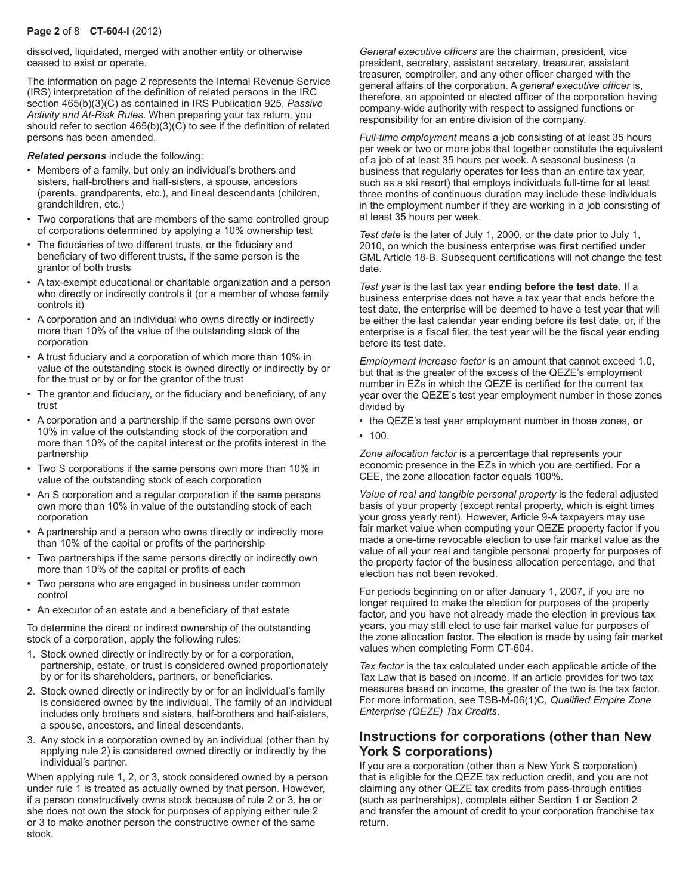dissolved, liquidated, merged with another entity or otherwise ceased to exist or operate.

The information on page 2 represents the Internal Revenue Service (IRS) interpretation of the definition of related persons in the IRC section 465(b)(3)(C) as contained in IRS Publication 925, *Passive Activity and At-Risk Rules*. When preparing your tax return, you should refer to section 465(b)(3)(C) to see if the definition of related persons has been amended.

***Related persons*** include the following:

- Members of a family, but only an individual's brothers and sisters, half-brothers and half-sisters, a spouse, ancestors (parents, grandparents, etc.), and lineal descendants (children, grandchildren, etc.)
- Two corporations that are members of the same controlled group of corporations determined by applying a 10% ownership test
- The fiduciaries of two different trusts, or the fiduciary and beneficiary of two different trusts, if the same person is the grantor of both trusts
- A tax-exempt educational or charitable organization and a person who directly or indirectly controls it (or a member of whose family controls it)
- A corporation and an individual who owns directly or indirectly more than 10% of the value of the outstanding stock of the corporation
- A trust fiduciary and a corporation of which more than 10% in value of the outstanding stock is owned directly or indirectly by or for the trust or by or for the grantor of the trust
- The grantor and fiduciary, or the fiduciary and beneficiary, of any trust
- A corporation and a partnership if the same persons own over 10% in value of the outstanding stock of the corporation and more than 10% of the capital interest or the profits interest in the partnership
- Two S corporations if the same persons own more than 10% in value of the outstanding stock of each corporation
- An S corporation and a regular corporation if the same persons own more than 10% in value of the outstanding stock of each corporation
- A partnership and a person who owns directly or indirectly more than 10% of the capital or profits of the partnership
- Two partnerships if the same persons directly or indirectly own more than 10% of the capital or profits of each
- Two persons who are engaged in business under common control
- An executor of an estate and a beneficiary of that estate

To determine the direct or indirect ownership of the outstanding stock of a corporation, apply the following rules:

1. Stock owned directly or indirectly by or for a corporation, partnership, estate, or trust is considered owned proportionately by or for its shareholders, partners, or beneficiaries.
2. Stock owned directly or indirectly by or for an individual's family is considered owned by the individual. The family of an individual includes only brothers and sisters, half-brothers and half-sisters, a spouse, ancestors, and lineal descendants.
3. Any stock in a corporation owned by an individual (other than by applying rule 2) is considered owned directly or indirectly by the individual's partner.

When applying rule 1, 2, or 3, stock considered owned by a person under rule 1 is treated as actually owned by that person. However, if a person constructively owns stock because of rule 2 or 3, he or she does not own the stock for purposes of applying either rule 2 or 3 to make another person the constructive owner of the same stock.

*General executive officers* are the chairman, president, vice president, secretary, assistant secretary, treasurer, assistant treasurer, comptroller, and any other officer charged with the general affairs of the corporation. A *general executive officer* is, therefore, an appointed or elected officer of the corporation having company-wide authority with respect to assigned functions or responsibility for an entire division of the company.

*Full-time employment* means a job consisting of at least 35 hours per week or two or more jobs that together constitute the equivalent of a job of at least 35 hours per week. A seasonal business (a business that regularly operates for less than an entire tax year, such as a ski resort) that employs individuals full-time for at least three months of continuous duration may include these individuals in the employment number if they are working in a job consisting of at least 35 hours per week.

*Test date* is the later of July 1, 2000, or the date prior to July 1, 2010, on which the business enterprise was **first** certified under GML Article 18-B. Subsequent certifications will not change the test date.

*Test year* is the last tax year **ending before the test date**. If a business enterprise does not have a tax year that ends before the test date, the enterprise will be deemed to have a test year that will be either the last calendar year ending before its test date, or, if the enterprise is a fiscal filer, the test year will be the fiscal year ending before its test date.

*Employment increase factor* is an amount that cannot exceed 1.0, but that is the greater of the excess of the QEZE's employment number in EZs in which the QEZE is certified for the current tax year over the QEZE's test year employment number in those zones divided by

- the QEZE's test year employment number in those zones, **or**
- 100.

*Zone allocation factor* is a percentage that represents your economic presence in the EZs in which you are certified. For a CEE, the zone allocation factor equals 100%.

*Value of real and tangible personal property* is the federal adjusted basis of your property (except rental property, which is eight times your gross yearly rent). However, Article 9-A taxpayers may use fair market value when computing your QEZE property factor if you made a one-time revocable election to use fair market value as the value of all your real and tangible personal property for purposes of the property factor of the business allocation percentage, and that election has not been revoked.

For periods beginning on or after January 1, 2007, if you are no longer required to make the election for purposes of the property factor, and you have not already made the election in previous tax years, you may still elect to use fair market value for purposes of the zone allocation factor. The election is made by using fair market values when completing Form CT-604.

*Tax factor* is the tax calculated under each applicable article of the Tax Law that is based on income. If an article provides for two tax measures based on income, the greater of the two is the tax factor. For more information, see TSB-M-06(1)C, *Qualified Empire Zone Enterprise (QEZE) Tax Credits*.

## Instructions for corporations (other than New York S corporations)

If you are a corporation (other than a New York S corporation) that is eligible for the QEZE tax reduction credit, and you are not claiming any other QEZE tax credits from pass-through entities (such as partnerships), complete either Section 1 or Section 2 and transfer the amount of credit to your corporation franchise tax return.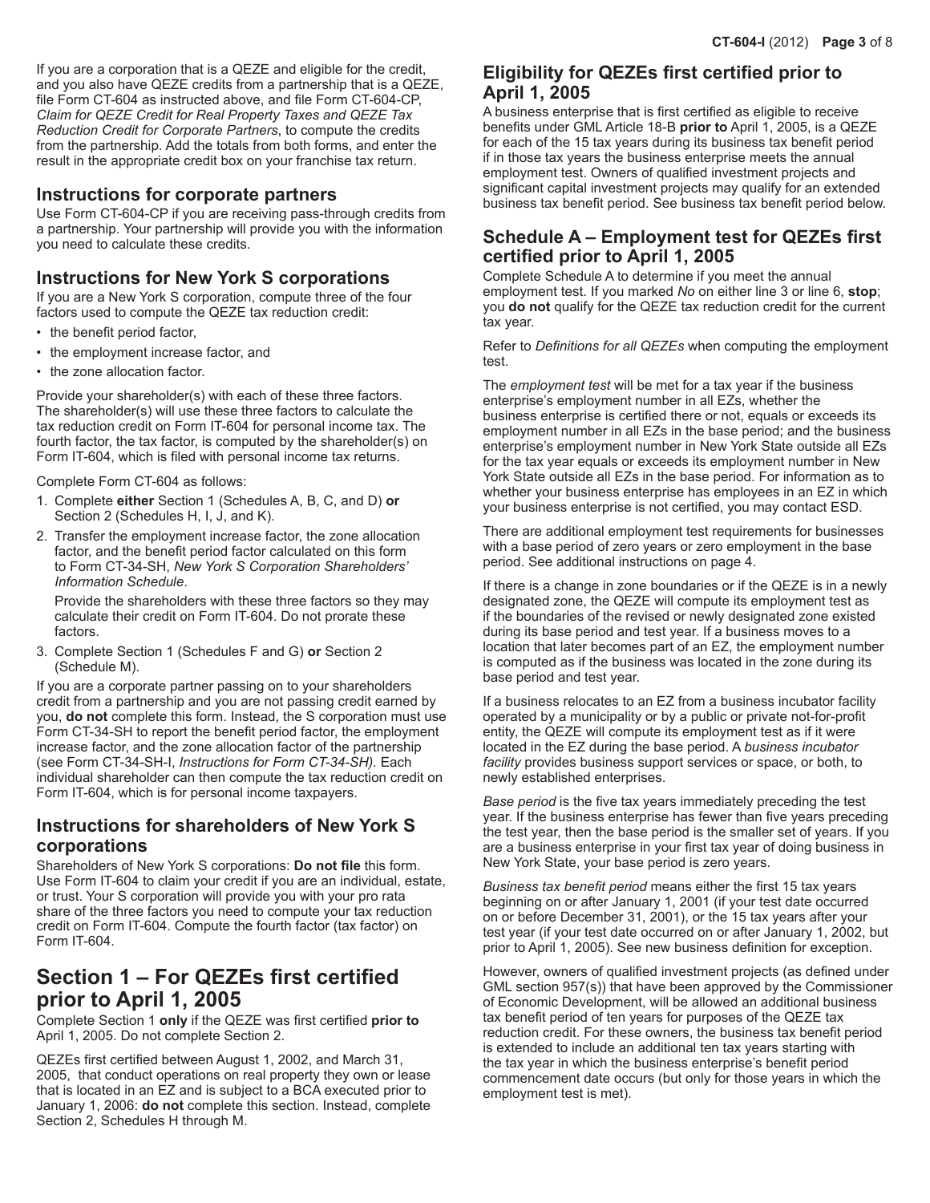If you are a corporation that is a QEZE and eligible for the credit, and you also have QEZE credits from a partnership that is a QEZE, file Form CT-604 as instructed above, and file Form CT-604-CP, *Claim for QEZE Credit for Real Property Taxes and QEZE Tax Reduction Credit for Corporate Partners*, to compute the credits from the partnership. Add the totals from both forms, and enter the result in the appropriate credit box on your franchise tax return.

## Instructions for corporate partners

Use Form CT-604-CP if you are receiving pass-through credits from a partnership. Your partnership will provide you with the information you need to calculate these credits.

## Instructions for New York S corporations

If you are a New York S corporation, compute three of the four factors used to compute the QEZE tax reduction credit:

- the benefit period factor,
- the employment increase factor, and
- the zone allocation factor.

Provide your shareholder(s) with each of these three factors. The shareholder(s) will use these three factors to calculate the tax reduction credit on Form IT-604 for personal income tax. The fourth factor, the tax factor, is computed by the shareholder(s) on Form IT-604, which is filed with personal income tax returns.

Complete Form CT-604 as follows:

1. Complete **either** Section 1 (Schedules A, B, C, and D) **or** Section 2 (Schedules H, I, J, and K).
2. Transfer the employment increase factor, the zone allocation factor, and the benefit period factor calculated on this form to Form CT-34-SH, *New York S Corporation Shareholders' Information Schedule*.

   Provide the shareholders with these three factors so they may calculate their credit on Form IT-604. Do not prorate these factors.
3. Complete Section 1 (Schedules F and G) **or** Section 2 (Schedule M).

If you are a corporate partner passing on to your shareholders credit from a partnership and you are not passing credit earned by you, **do not** complete this form. Instead, the S corporation must use Form CT-34-SH to report the benefit period factor, the employment increase factor, and the zone allocation factor of the partnership (see Form CT-34-SH-I, *Instructions for Form CT-34-SH).* Each individual shareholder can then compute the tax reduction credit on Form IT-604, which is for personal income taxpayers.

## Instructions for shareholders of New York S corporations

Shareholders of New York S corporations: **Do not file** this form. Use Form IT-604 to claim your credit if you are an individual, estate, or trust. Your S corporation will provide you with your pro rata share of the three factors you need to compute your tax reduction credit on Form IT-604. Compute the fourth factor (tax factor) on Form IT-604.

# Section 1 – For QEZEs first certified prior to April 1, 2005

Complete Section 1 **only** if the QEZE was first certified **prior to** April 1, 2005. Do not complete Section 2.

QEZEs first certified between August 1, 2002, and March 31, 2005, that conduct operations on real property they own or lease that is located in an EZ and is subject to a BCA executed prior to January 1, 2006: **do not** complete this section. Instead, complete Section 2, Schedules H through M.

## Eligibility for QEZEs first certified prior to April 1, 2005

A business enterprise that is first certified as eligible to receive benefits under GML Article 18-B **prior to** April 1, 2005, is a QEZE for each of the 15 tax years during its business tax benefit period if in those tax years the business enterprise meets the annual employment test. Owners of qualified investment projects and significant capital investment projects may qualify for an extended business tax benefit period. See business tax benefit period below.

## Schedule A – Employment test for QEZEs first certified prior to April 1, 2005

Complete Schedule A to determine if you meet the annual employment test. If you marked *No* on either line 3 or line 6, **stop**; you **do not** qualify for the QEZE tax reduction credit for the current tax year.

Refer to *Definitions for all QEZEs* when computing the employment test.

The *employment test* will be met for a tax year if the business enterprise's employment number in all EZs, whether the business enterprise is certified there or not, equals or exceeds its employment number in all EZs in the base period; and the business enterprise's employment number in New York State outside all EZs for the tax year equals or exceeds its employment number in New York State outside all EZs in the base period. For information as to whether your business enterprise has employees in an EZ in which your business enterprise is not certified, you may contact ESD.

There are additional employment test requirements for businesses with a base period of zero years or zero employment in the base period. See additional instructions on page 4.

If there is a change in zone boundaries or if the QEZE is in a newly designated zone, the QEZE will compute its employment test as if the boundaries of the revised or newly designated zone existed during its base period and test year. If a business moves to a location that later becomes part of an EZ, the employment number is computed as if the business was located in the zone during its base period and test year.

If a business relocates to an EZ from a business incubator facility operated by a municipality or by a public or private not-for-profit entity, the QEZE will compute its employment test as if it were located in the EZ during the base period. A *business incubator facility* provides business support services or space, or both, to newly established enterprises.

*Base period* is the five tax years immediately preceding the test year. If the business enterprise has fewer than five years preceding the test year, then the base period is the smaller set of years. If you are a business enterprise in your first tax year of doing business in New York State, your base period is zero years.

*Business tax benefit period* means either the first 15 tax years beginning on or after January 1, 2001 (if your test date occurred on or before December 31, 2001), or the 15 tax years after your test year (if your test date occurred on or after January 1, 2002, but prior to April 1, 2005). See new business definition for exception.

However, owners of qualified investment projects (as defined under GML section 957(s)) that have been approved by the Commissioner of Economic Development, will be allowed an additional business tax benefit period of ten years for purposes of the QEZE tax reduction credit. For these owners, the business tax benefit period is extended to include an additional ten tax years starting with the tax year in which the business enterprise's benefit period commencement date occurs (but only for those years in which the employment test is met).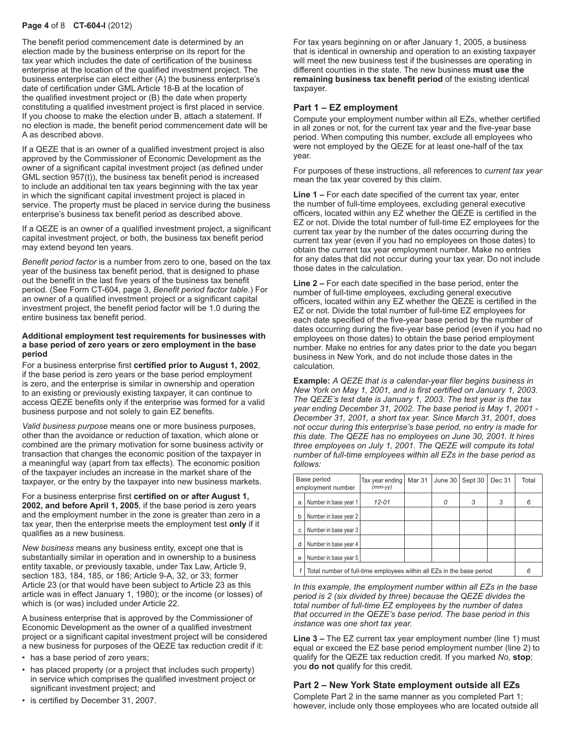The benefit period commencement date is determined by an election made by the business enterprise on its report for the tax year which includes the date of certification of the business enterprise at the location of the qualified investment project. The business enterprise can elect either (A) the business enterprise's date of certification under GML Article 18-B at the location of the qualified investment project or (B) the date when property constituting a qualified investment project is first placed in service. If you choose to make the election under B, attach a statement. If no election is made, the benefit period commencement date will be A as described above.

If a QEZE that is an owner of a qualified investment project is also approved by the Commissioner of Economic Development as the owner of a significant capital investment project (as defined under GML section 957(t)), the business tax benefit period is increased to include an additional ten tax years beginning with the tax year in which the significant capital investment project is placed in service. The property must be placed in service during the business enterprise's business tax benefit period as described above.

If a QEZE is an owner of a qualified investment project, a significant capital investment project, or both, the business tax benefit period may extend beyond ten years.

*Benefit period factor* is a number from zero to one, based on the tax year of the business tax benefit period, that is designed to phase out the benefit in the last five years of the business tax benefit period. (See Form CT-604, page 3, *Benefit period factor table*.) For an owner of a qualified investment project or a significant capital investment project, the benefit period factor will be 1.0 during the entire business tax benefit period.

**Additional employment test requirements for businesses with a base period of zero years or zero employment in the base period**

For a business enterprise first **certified prior to August 1, 2002**, if the base period is zero years or the base period employment is zero, and the enterprise is similar in ownership and operation to an existing or previously existing taxpayer, it can continue to access QEZE benefits only if the enterprise was formed for a valid business purpose and not solely to gain EZ benefits.

*Valid business purpose* means one or more business purposes, other than the avoidance or reduction of taxation, which alone or combined are the primary motivation for some business activity or transaction that changes the economic position of the taxpayer in a meaningful way (apart from tax effects). The economic position of the taxpayer includes an increase in the market share of the taxpayer, or the entry by the taxpayer into new business markets.

For a business enterprise first **certified on or after August 1, 2002, and before April 1, 2005**, if the base period is zero years and the employment number in the zone is greater than zero in a tax year, then the enterprise meets the employment test **only** if it qualifies as a new business.

*New business* means any business entity, except one that is substantially similar in operation and in ownership to a business entity taxable, or previously taxable, under Tax Law, Article 9, section 183, 184, 185, or 186; Article 9-A, 32, or 33; former Article 23 (or that would have been subject to Article 23 as this article was in effect January 1, 1980); or the income (or losses) of which is (or was) included under Article 22.

A business enterprise that is approved by the Commissioner of Economic Development as the owner of a qualified investment project or a significant capital investment project will be considered a new business for purposes of the QEZE tax reduction credit if it:

- has a base period of zero years;
- has placed property (or a project that includes such property) in service which comprises the qualified investment project or significant investment project; and
- is certified by December 31, 2007.

For tax years beginning on or after January 1, 2005, a business that is identical in ownership and operation to an existing taxpayer will meet the new business test if the businesses are operating in different counties in the state. The new business **must use the remaining business tax benefit period** of the existing identical taxpayer.

## Part 1 – EZ employment

Compute your employment number within all EZs, whether certified in all zones or not, for the current tax year and the five-year base period. When computing this number, exclude all employees who were not employed by the QEZE for at least one-half of the tax year.

For purposes of these instructions, all references to *current tax year* mean the tax year covered by this claim.

**Line 1 –** For each date specified of the current tax year, enter the number of full-time employees, excluding general executive officers, located within any EZ whether the QEZE is certified in the EZ or not. Divide the total number of full-time EZ employees for the current tax year by the number of the dates occurring during the current tax year (even if you had no employees on those dates) to obtain the current tax year employment number. Make no entries for any dates that did not occur during your tax year. Do not include those dates in the calculation.

**Line 2 –** For each date specified in the base period, enter the number of full-time employees, excluding general executive officers, located within any EZ whether the QEZE is certified in the EZ or not. Divide the total number of full-time EZ employees for each date specified of the five-year base period by the number of dates occurring during the five-year base period (even if you had no employees on those dates) to obtain the base period employment number. Make no entries for any dates prior to the date you began business in New York, and do not include those dates in the calculation.

**Example:** *A QEZE that is a calendar-year filer begins business in New York on May 1, 2001, and is first certified on January 1, 2003. The QEZE's test date is January 1, 2003. The test year is the tax year ending December 31, 2002. The base period is May 1, 2001 - December 31, 2001, a short tax year. Since March 31, 2001, does not occur during this enterprise's base period, no entry is made for this date. The QEZE has no employees on June 30, 2001. It hires three employees on July 1, 2001. The QEZE will compute its total number of full-time employees within all EZs in the base period as follows:*

| | Base period employment number | Tax year ending (mm-yy) | Mar 31 | June 30 | Sept 30 | Dec 31 | Total |
|---|---|---|---|---|---|---|---|
| a | Number in base year 1 | 12-01 | | 0 | 3 | 3 | 6 |
| b | Number in base year 2 | | | | | | |
| c | Number in base year 3 | | | | | | |
| d | Number in base year 4 | | | | | | |
| e | Number in base year 5 | | | | | | |
| f | Total number of full-time employees within all EZs in the base period | | | | | | 6 |

*In this example, the employment number within all EZs in the base period is 2 (six divided by three) because the QEZE divides the total number of full-time EZ employees by the number of dates that occurred in the QEZE's base period. The base period in this instance was one short tax year.*

**Line 3 –** The EZ current tax year employment number (line 1) must equal or exceed the EZ base period employment number (line 2) to qualify for the QEZE tax reduction credit. If you marked *No,* **stop**; you **do not** qualify for this credit.

## Part 2 – New York State employment outside all EZs

Complete Part 2 in the same manner as you completed Part 1; however, include only those employees who are located outside all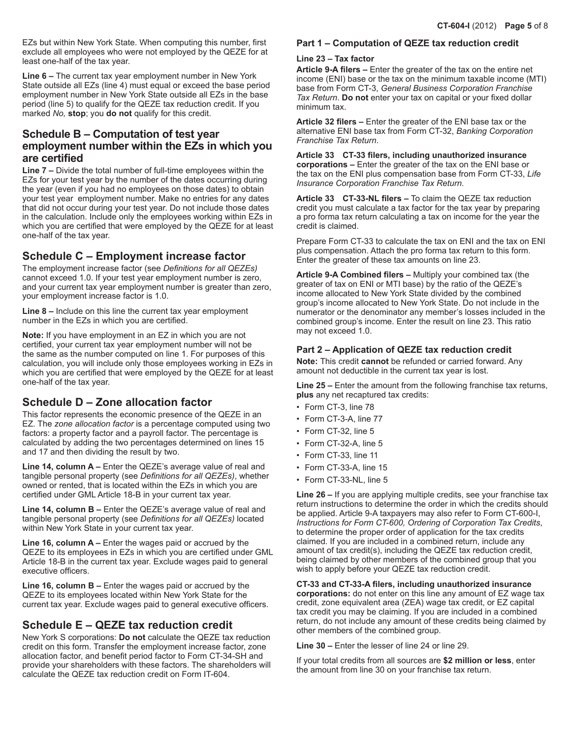EZs but within New York State. When computing this number, first exclude all employees who were not employed by the QEZE for at least one-half of the tax year.

**Line 6 –** The current tax year employment number in New York State outside all EZs (line 4) must equal or exceed the base period employment number in New York State outside all EZs in the base period (line 5) to qualify for the QEZE tax reduction credit. If you marked *No,* **stop**; you **do not** qualify for this credit.

## Schedule B – Computation of test year employment number within the EZs in which you are certified

**Line 7 –** Divide the total number of full-time employees within the EZs for your test year by the number of the dates occurring during the year (even if you had no employees on those dates) to obtain your test year employment number. Make no entries for any dates that did not occur during your test year. Do not include those dates in the calculation. Include only the employees working within EZs in which you are certified that were employed by the QEZE for at least one-half of the tax year.

## Schedule C – Employment increase factor

The employment increase factor (see *Definitions for all QEZEs)* cannot exceed 1.0. If your test year employment number is zero, and your current tax year employment number is greater than zero, your employment increase factor is 1.0.

**Line 8 –** Include on this line the current tax year employment number in the EZs in which you are certified.

**Note:** If you have employment in an EZ in which you are not certified, your current tax year employment number will not be the same as the number computed on line 1. For purposes of this calculation, you will include only those employees working in EZs in which you are certified that were employed by the QEZE for at least one-half of the tax year.

## Schedule D – Zone allocation factor

This factor represents the economic presence of the QEZE in an EZ. The *zone allocation factor* is a percentage computed using two factors: a property factor and a payroll factor. The percentage is calculated by adding the two percentages determined on lines 15 and 17 and then dividing the result by two.

**Line 14, column A –** Enter the QEZE's average value of real and tangible personal property (see *Definitions for all QEZEs)*, whether owned or rented, that is located within the EZs in which you are certified under GML Article 18-B in your current tax year.

**Line 14, column B –** Enter the QEZE's average value of real and tangible personal property (see *Definitions for all QEZEs)* located within New York State in your current tax year.

**Line 16, column A –** Enter the wages paid or accrued by the QEZE to its employees in EZs in which you are certified under GML Article 18-B in the current tax year. Exclude wages paid to general executive officers.

**Line 16, column B –** Enter the wages paid or accrued by the QEZE to its employees located within New York State for the current tax year. Exclude wages paid to general executive officers.

## Schedule E – QEZE tax reduction credit

New York S corporations: **Do not** calculate the QEZE tax reduction credit on this form. Transfer the employment increase factor, zone allocation factor, and benefit period factor to Form CT-34-SH and provide your shareholders with these factors. The shareholders will calculate the QEZE tax reduction credit on Form IT-604.

### Part 1 – Computation of QEZE tax reduction credit

**Line 23 – Tax factor**

**Article 9-A filers –** Enter the greater of the tax on the entire net income (ENI) base or the tax on the minimum taxable income (MTI) base from Form CT-3, *General Business Corporation Franchise Tax Return*. **Do not** enter your tax on capital or your fixed dollar minimum tax.

**Article 32 filers –** Enter the greater of the ENI base tax or the alternative ENI base tax from Form CT-32, *Banking Corporation Franchise Tax Return*.

**Article 33 CT-33 filers, including unauthorized insurance corporations –** Enter the greater of the tax on the ENI base or the tax on the ENI plus compensation base from Form CT-33, *Life Insurance Corporation Franchise Tax Return.*

**Article 33 CT-33-NL filers –** To claim the QEZE tax reduction credit you must calculate a tax factor for the tax year by preparing a pro forma tax return calculating a tax on income for the year the credit is claimed.

Prepare Form CT-33 to calculate the tax on ENI and the tax on ENI plus compensation. Attach the pro forma tax return to this form. Enter the greater of these tax amounts on line 23.

**Article 9-A Combined filers –** Multiply your combined tax (the greater of tax on ENI or MTI base) by the ratio of the QEZE's income allocated to New York State divided by the combined group's income allocated to New York State. Do not include in the numerator or the denominator any member's losses included in the combined group's income. Enter the result on line 23. This ratio may not exceed 1.0.

### Part 2 – Application of QEZE tax reduction credit

**Note:** This credit **cannot** be refunded or carried forward. Any amount not deductible in the current tax year is lost.

**Line 25 –** Enter the amount from the following franchise tax returns, **plus** any net recaptured tax credits:

- Form CT-3, line 78
- Form CT-3-A, line 77
- Form CT-32, line 5
- Form CT-32-A, line 5
- Form CT-33, line 11
- Form CT-33-A, line 15
- Form CT-33-NL, line 5

**Line 26 –** If you are applying multiple credits, see your franchise tax return instructions to determine the order in which the credits should be applied. Article 9-A taxpayers may also refer to Form CT-600-I, *Instructions for Form CT-600, Ordering of Corporation Tax Credits*, to determine the proper order of application for the tax credits claimed. If you are included in a combined return, include any amount of tax credit(s), including the QEZE tax reduction credit, being claimed by other members of the combined group that you wish to apply before your QEZE tax reduction credit.

**CT-33 and CT-33-A filers, including unauthorized insurance corporations:** do not enter on this line any amount of EZ wage tax credit, zone equivalent area (ZEA) wage tax credit, or EZ capital tax credit you may be claiming. If you are included in a combined return, do not include any amount of these credits being claimed by other members of the combined group.

**Line 30 –** Enter the lesser of line 24 or line 29.

If your total credits from all sources are **$2 million or less**, enter the amount from line 30 on your franchise tax return.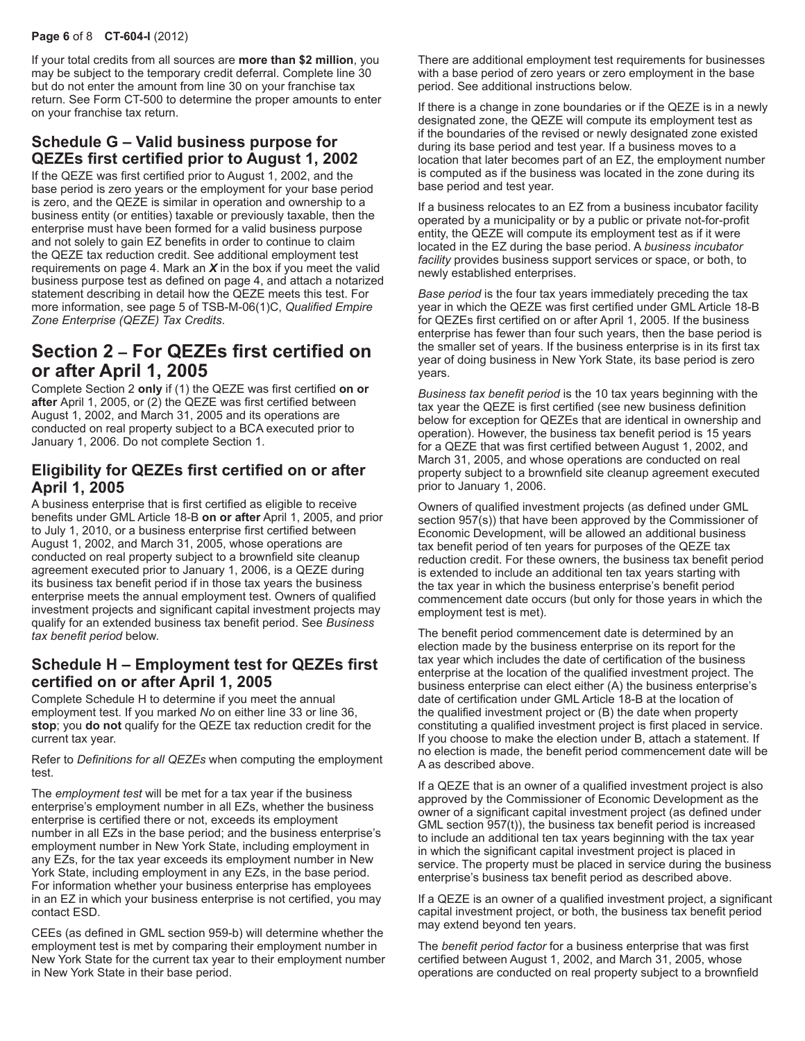If your total credits from all sources are **more than $2 million**, you may be subject to the temporary credit deferral. Complete line 30 but do not enter the amount from line 30 on your franchise tax return. See Form CT-500 to determine the proper amounts to enter on your franchise tax return.

### Schedule G – Valid business purpose for QEZEs first certified prior to August 1, 2002

If the QEZE was first certified prior to August 1, 2002, and the base period is zero years or the employment for your base period is zero, and the QEZE is similar in operation and ownership to a business entity (or entities) taxable or previously taxable, then the enterprise must have been formed for a valid business purpose and not solely to gain EZ benefits in order to continue to claim the QEZE tax reduction credit. See additional employment test requirements on page 4. Mark an ***X*** in the box if you meet the valid business purpose test as defined on page 4, and attach a notarized statement describing in detail how the QEZE meets this test. For more information, see page 5 of TSB-M-06(1)C, *Qualified Empire Zone Enterprise (QEZE) Tax Credits*.

## Section 2 – For QEZEs first certified on or after April 1, 2005

Complete Section 2 **only** if (1) the QEZE was first certified **on or after** April 1, 2005, or (2) the QEZE was first certified between August 1, 2002, and March 31, 2005 and its operations are conducted on real property subject to a BCA executed prior to January 1, 2006. Do not complete Section 1.

### Eligibility for QEZEs first certified on or after April 1, 2005

A business enterprise that is first certified as eligible to receive benefits under GML Article 18-B **on or after** April 1, 2005, and prior to July 1, 2010, or a business enterprise first certified between August 1, 2002, and March 31, 2005, whose operations are conducted on real property subject to a brownfield site cleanup agreement executed prior to January 1, 2006, is a QEZE during its business tax benefit period if in those tax years the business enterprise meets the annual employment test. Owners of qualified investment projects and significant capital investment projects may qualify for an extended business tax benefit period. See *Business tax benefit period* below.

### Schedule H – Employment test for QEZEs first certified on or after April 1, 2005

Complete Schedule H to determine if you meet the annual employment test. If you marked *No* on either line 33 or line 36, **stop**; you **do not** qualify for the QEZE tax reduction credit for the current tax year.

Refer to *Definitions for all QEZEs* when computing the employment test.

The *employment test* will be met for a tax year if the business enterprise's employment number in all EZs, whether the business enterprise is certified there or not, exceeds its employment number in all EZs in the base period; and the business enterprise's employment number in New York State, including employment in any EZs, for the tax year exceeds its employment number in New York State, including employment in any EZs, in the base period. For information whether your business enterprise has employees in an EZ in which your business enterprise is not certified, you may contact ESD.

CEEs (as defined in GML section 959-b) will determine whether the employment test is met by comparing their employment number in New York State for the current tax year to their employment number in New York State in their base period.

There are additional employment test requirements for businesses with a base period of zero years or zero employment in the base period. See additional instructions below.

If there is a change in zone boundaries or if the QEZE is in a newly designated zone, the QEZE will compute its employment test as if the boundaries of the revised or newly designated zone existed during its base period and test year. If a business moves to a location that later becomes part of an EZ, the employment number is computed as if the business was located in the zone during its base period and test year.

If a business relocates to an EZ from a business incubator facility operated by a municipality or by a public or private not-for-profit entity, the QEZE will compute its employment test as if it were located in the EZ during the base period. A *business incubator facility* provides business support services or space, or both, to newly established enterprises.

*Base period* is the four tax years immediately preceding the tax year in which the QEZE was first certified under GML Article 18-B for QEZEs first certified on or after April 1, 2005. If the business enterprise has fewer than four such years, then the base period is the smaller set of years. If the business enterprise is in its first tax year of doing business in New York State, its base period is zero years.

*Business tax benefit period* is the 10 tax years beginning with the tax year the QEZE is first certified (see new business definition below for exception for QEZEs that are identical in ownership and operation). However, the business tax benefit period is 15 years for a QEZE that was first certified between August 1, 2002, and March 31, 2005, and whose operations are conducted on real property subject to a brownfield site cleanup agreement executed prior to January 1, 2006.

Owners of qualified investment projects (as defined under GML section 957(s)) that have been approved by the Commissioner of Economic Development, will be allowed an additional business tax benefit period of ten years for purposes of the QEZE tax reduction credit. For these owners, the business tax benefit period is extended to include an additional ten tax years starting with the tax year in which the business enterprise's benefit period commencement date occurs (but only for those years in which the employment test is met).

The benefit period commencement date is determined by an election made by the business enterprise on its report for the tax year which includes the date of certification of the business enterprise at the location of the qualified investment project. The business enterprise can elect either (A) the business enterprise's date of certification under GML Article 18-B at the location of the qualified investment project or (B) the date when property constituting a qualified investment project is first placed in service. If you choose to make the election under B, attach a statement. If no election is made, the benefit period commencement date will be A as described above.

If a QEZE that is an owner of a qualified investment project is also approved by the Commissioner of Economic Development as the owner of a significant capital investment project (as defined under GML section 957(t)), the business tax benefit period is increased to include an additional ten tax years beginning with the tax year in which the significant capital investment project is placed in service. The property must be placed in service during the business enterprise's business tax benefit period as described above.

If a QEZE is an owner of a qualified investment project, a significant capital investment project, or both, the business tax benefit period may extend beyond ten years.

The *benefit period factor* for a business enterprise that was first certified between August 1, 2002, and March 31, 2005, whose operations are conducted on real property subject to a brownfield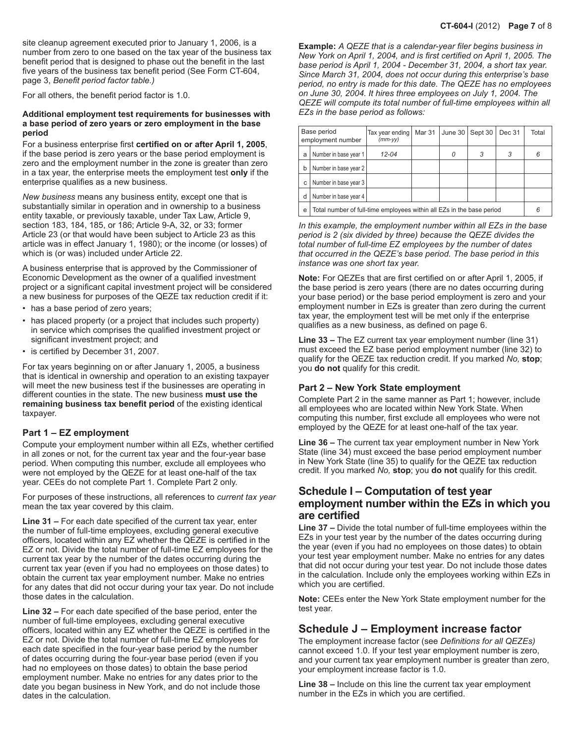site cleanup agreement executed prior to January 1, 2006, is a number from zero to one based on the tax year of the business tax benefit period that is designed to phase out the benefit in the last five years of the business tax benefit period (See Form CT-604, page 3, *Benefit period factor table.)*

For all others, the benefit period factor is 1.0.

**Additional employment test requirements for businesses with a base period of zero years or zero employment in the base period**

For a business enterprise first **certified on or after April 1, 2005**, if the base period is zero years or the base period employment is zero and the employment number in the zone is greater than zero in a tax year, the enterprise meets the employment test **only** if the enterprise qualifies as a new business.

*New business* means any business entity, except one that is substantially similar in operation and in ownership to a business entity taxable, or previously taxable, under Tax Law, Article 9, section 183, 184, 185, or 186; Article 9-A, 32, or 33; former Article 23 (or that would have been subject to Article 23 as this article was in effect January 1, 1980); or the income (or losses) of which is (or was) included under Article 22.

A business enterprise that is approved by the Commissioner of Economic Development as the owner of a qualified investment project or a significant capital investment project will be considered a new business for purposes of the QEZE tax reduction credit if it:

- has a base period of zero years;
- has placed property (or a project that includes such property) in service which comprises the qualified investment project or significant investment project; and
- is certified by December 31, 2007.

For tax years beginning on or after January 1, 2005, a business that is identical in ownership and operation to an existing taxpayer will meet the new business test if the businesses are operating in different counties in the state. The new business **must use the remaining business tax benefit period** of the existing identical taxpayer.

### Part 1 – EZ employment

Compute your employment number within all EZs, whether certified in all zones or not, for the current tax year and the four-year base period. When computing this number, exclude all employees who were not employed by the QEZE for at least one-half of the tax year. CEEs do not complete Part 1. Complete Part 2 only.

For purposes of these instructions, all references to *current tax year* mean the tax year covered by this claim.

**Line 31 –** For each date specified of the current tax year, enter the number of full-time employees, excluding general executive officers, located within any EZ whether the QEZE is certified in the EZ or not. Divide the total number of full-time EZ employees for the current tax year by the number of the dates occurring during the current tax year (even if you had no employees on those dates) to obtain the current tax year employment number. Make no entries for any dates that did not occur during your tax year. Do not include those dates in the calculation.

**Line 32 –** For each date specified of the base period, enter the number of full-time employees, excluding general executive officers, located within any EZ whether the QEZE is certified in the EZ or not. Divide the total number of full-time EZ employees for each date specified in the four-year base period by the number of dates occurring during the four-year base period (even if you had no employees on those dates) to obtain the base period employment number. Make no entries for any dates prior to the date you began business in New York, and do not include those dates in the calculation.

**Example:** *A QEZE that is a calendar-year filer begins business in New York on April 1, 2004, and is first certified on April 1, 2005. The base period is April 1, 2004 - December 31, 2004, a short tax year. Since March 31, 2004, does not occur during this enterprise's base period, no entry is made for this date. The QEZE has no employees on June 30, 2004. It hires three employees on July 1, 2004. The QEZE will compute its total number of full-time employees within all EZs in the base period as follows:*

| | Base period employment number | Tax year ending *(mm-yy)* | Mar 31 | June 30 | Sept 30 | Dec 31 | Total |
|---|---|---|---|---|---|---|---|
| a | Number in base year 1 | *12-04* | | *0* | *3* | *3* | *6* |
| b | Number in base year 2 | | | | | | |
| c | Number in base year 3 | | | | | | |
| d | Number in base year 4 | | | | | | |
| e | Total number of full-time employees within all EZs in the base period | | | | | | *6* |

*In this example, the employment number within all EZs in the base period is 2 (six divided by three) because the QEZE divides the total number of full-time EZ employees by the number of dates that occurred in the QEZE's base period. The base period in this instance was one short tax year.*

**Note:** For QEZEs that are first certified on or after April 1, 2005, if the base period is zero years (there are no dates occurring during your base period) or the base period employment is zero and your employment number in EZs is greater than zero during the current tax year, the employment test will be met only if the enterprise qualifies as a new business, as defined on page 6.

**Line 33 –** The EZ current tax year employment number (line 31) must exceed the EZ base period employment number (line 32) to qualify for the QEZE tax reduction credit. If you marked *No,* **stop**; you **do not** qualify for this credit.

### Part 2 – New York State employment

Complete Part 2 in the same manner as Part 1; however, include all employees who are located within New York State. When computing this number, first exclude all employees who were not employed by the QEZE for at least one-half of the tax year.

**Line 36 –** The current tax year employment number in New York State (line 34) must exceed the base period employment number in New York State (line 35) to qualify for the QEZE tax reduction credit. If you marked *No,* **stop**; you **do not** qualify for this credit.

## Schedule I – Computation of test year employment number within the EZs in which you are certified

**Line 37 –** Divide the total number of full-time employees within the EZs in your test year by the number of the dates occurring during the year (even if you had no employees on those dates) to obtain your test year employment number. Make no entries for any dates that did not occur during your test year. Do not include those dates in the calculation. Include only the employees working within EZs in which you are certified.

**Note:** CEEs enter the New York State employment number for the test year.

## Schedule J – Employment increase factor

The employment increase factor (see *Definitions for all QEZEs)* cannot exceed 1.0. If your test year employment number is zero, and your current tax year employment number is greater than zero, your employment increase factor is 1.0.

**Line 38 –** Include on this line the current tax year employment number in the EZs in which you are certified.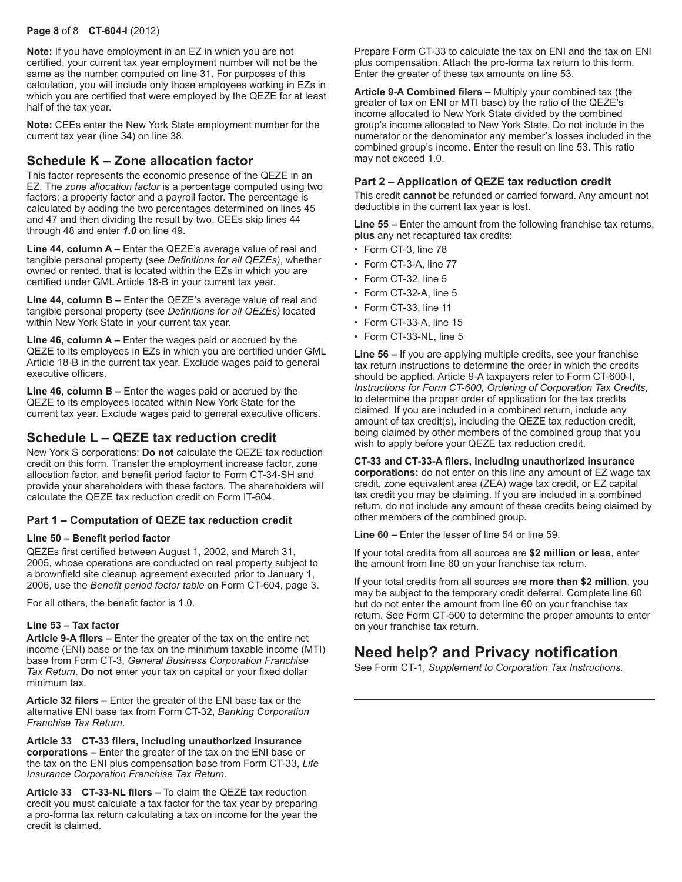**Note:** If you have employment in an EZ in which you are not certified, your current tax year employment number will not be the same as the number computed on line 31. For purposes of this calculation, you will include only those employees working in EZs in which you are certified that were employed by the QEZE for at least half of the tax year.

**Note:** CEEs enter the New York State employment number for the current tax year (line 34) on line 38.

## Schedule K – Zone allocation factor

This factor represents the economic presence of the QEZE in an EZ. The *zone allocation factor* is a percentage computed using two factors: a property factor and a payroll factor. The percentage is calculated by adding the two percentages determined on lines 45 and 47 and then dividing the result by two. CEEs skip lines 44 through 48 and enter ***1.0*** on line 49.

**Line 44, column A –** Enter the QEZE's average value of real and tangible personal property (see *Definitions for all QEZEs*), whether owned or rented, that is located within the EZs in which you are certified under GML Article 18-B in your current tax year.

**Line 44, column B –** Enter the QEZE's average value of real and tangible personal property (see *Definitions for all QEZEs)* located within New York State in your current tax year.

**Line 46, column A –** Enter the wages paid or accrued by the QEZE to its employees in EZs in which you are certified under GML Article 18-B in the current tax year. Exclude wages paid to general executive officers.

**Line 46, column B –** Enter the wages paid or accrued by the QEZE to its employees located within New York State for the current tax year. Exclude wages paid to general executive officers.

## Schedule L – QEZE tax reduction credit

New York S corporations: **Do not** calculate the QEZE tax reduction credit on this form. Transfer the employment increase factor, zone allocation factor, and benefit period factor to Form CT-34-SH and provide your shareholders with these factors. The shareholders will calculate the QEZE tax reduction credit on Form IT-604.

### Part 1 – Computation of QEZE tax reduction credit

#### Line 50 – Benefit period factor

QEZEs first certified between August 1, 2002, and March 31, 2005, whose operations are conducted on real property subject to a brownfield site cleanup agreement executed prior to January 1, 2006, use the *Benefit period factor table* on Form CT-604, page 3.

For all others, the benefit factor is 1.0.

#### Line 53 – Tax factor

**Article 9-A filers –** Enter the greater of the tax on the entire net income (ENI) base or the tax on the minimum taxable income (MTI) base from Form CT-3, *General Business Corporation Franchise Tax Return*. **Do not** enter your tax on capital or your fixed dollar minimum tax.

**Article 32 filers –** Enter the greater of the ENI base tax or the alternative ENI base tax from Form CT-32, *Banking Corporation Franchise Tax Return*.

**Article 33 CT-33 filers, including unauthorized insurance corporations –** Enter the greater of the tax on the ENI base or the tax on the ENI plus compensation base from Form CT-33, *Life Insurance Corporation Franchise Tax Return*.

**Article 33 CT-33-NL filers –** To claim the QEZE tax reduction credit you must calculate a tax factor for the tax year by preparing a pro-forma tax return calculating a tax on income for the year the credit is claimed.

Prepare Form CT-33 to calculate the tax on ENI and the tax on ENI plus compensation. Attach the pro-forma tax return to this form. Enter the greater of these tax amounts on line 53.

**Article 9-A Combined filers –** Multiply your combined tax (the greater of tax on ENI or MTI base) by the ratio of the QEZE's income allocated to New York State divided by the combined group's income allocated to New York State. Do not include in the numerator or the denominator any member's losses included in the combined group's income. Enter the result on line 53. This ratio may not exceed 1.0.

### Part 2 – Application of QEZE tax reduction credit

This credit **cannot** be refunded or carried forward. Any amount not deductible in the current tax year is lost.

**Line 55 –** Enter the amount from the following franchise tax returns, **plus** any net recaptured tax credits:

- Form CT-3, line 78
- Form CT-3-A, line 77
- Form CT-32, line 5
- Form CT-32-A, line 5
- Form CT-33, line 11
- Form CT-33-A, line 15
- Form CT-33-NL, line 5

**Line 56 –** If you are applying multiple credits, see your franchise tax return instructions to determine the order in which the credits should be applied. Article 9-A taxpayers refer to Form CT-600-I, *Instructions for Form CT-600, Ordering of Corporation Tax Credits,* to determine the proper order of application for the tax credits claimed. If you are included in a combined return, include any amount of tax credit(s), including the QEZE tax reduction credit, being claimed by other members of the combined group that you wish to apply before your QEZE tax reduction credit.

**CT-33 and CT-33-A filers, including unauthorized insurance corporations:** do not enter on this line any amount of EZ wage tax credit, zone equivalent area (ZEA) wage tax credit, or EZ capital tax credit you may be claiming. If you are included in a combined return, do not include any amount of these credits being claimed by other members of the combined group.

**Line 60 –** Enter the lesser of line 54 or line 59.

If your total credits from all sources are **$2 million or less**, enter the amount from line 60 on your franchise tax return.

If your total credits from all sources are **more than $2 million**, you may be subject to the temporary credit deferral. Complete line 60 but do not enter the amount from line 60 on your franchise tax return. See Form CT-500 to determine the proper amounts to enter on your franchise tax return.

# Need help? and Privacy notification

See Form CT-1, *Supplement to Corporation Tax Instructions.*